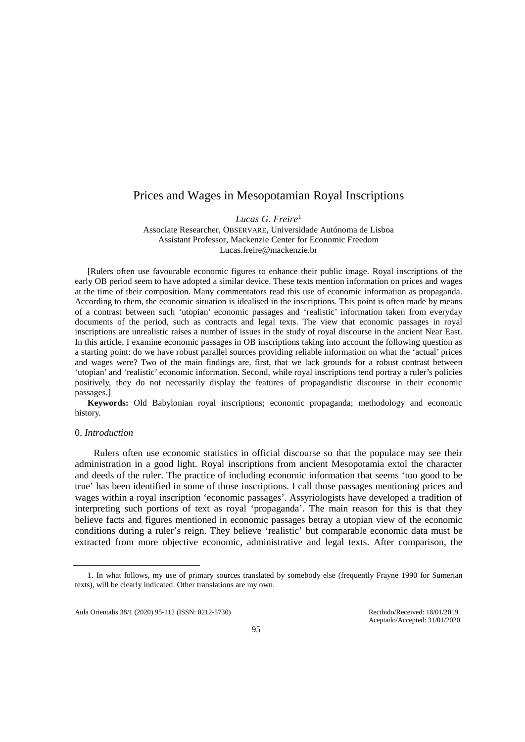# Prices and Wages in Mesopotamian Royal Inscriptions

*Lucas G. Freire*[1]

Associate Researcher, OBSERVARE, Universidade Autónoma de Lisboa
Assistant Professor, Mackenzie Center for Economic Freedom
Lucas.freire@mackenzie.br

[Rulers often use favourable economic figures to enhance their public image. Royal inscriptions of the early OB period seem to have adopted a similar device. These texts mention information on prices and wages at the time of their composition. Many commentators read this use of economic information as propaganda. According to them, the economic situation is idealised in the inscriptions. This point is often made by means of a contrast between such 'utopian' economic passages and 'realistic' information taken from everyday documents of the period, such as contracts and legal texts. The view that economic passages in royal inscriptions are unrealistic raises a number of issues in the study of royal discourse in the ancient Near East. In this article, I examine economic passages in OB inscriptions taking into account the following question as a starting point: do we have robust parallel sources providing reliable information on what the 'actual' prices and wages were? Two of the main findings are, first, that we lack grounds for a robust contrast between 'utopian' and 'realistic' economic information. Second, while royal inscriptions tend portray a ruler's policies positively, they do not necessarily display the features of propagandistic discourse in their economic passages.]

**Keywords:** Old Babylonian royal inscriptions; economic propaganda; methodology and economic history.

## 0. *Introduction*

Rulers often use economic statistics in official discourse so that the populace may see their administration in a good light. Royal inscriptions from ancient Mesopotamia extol the character and deeds of the ruler. The practice of including economic information that seems 'too good to be true' has been identified in some of those inscriptions. I call those passages mentioning prices and wages within a royal inscription 'economic passages'. Assyriologists have developed a tradition of interpreting such portions of text as royal 'propaganda'. The main reason for this is that they believe facts and figures mentioned in economic passages betray a utopian view of the economic conditions during a ruler's reign. They believe 'realistic' but comparable economic data must be extracted from more objective economic, administrative and legal texts. After comparison, the

1. In what follows, my use of primary sources translated by somebody else (frequently Frayne 1990 for Sumerian texts), will be clearly indicated. Other translations are my own.

Recibido/Received: 18/01/2019
Aceptado/Accepted: 31/01/2020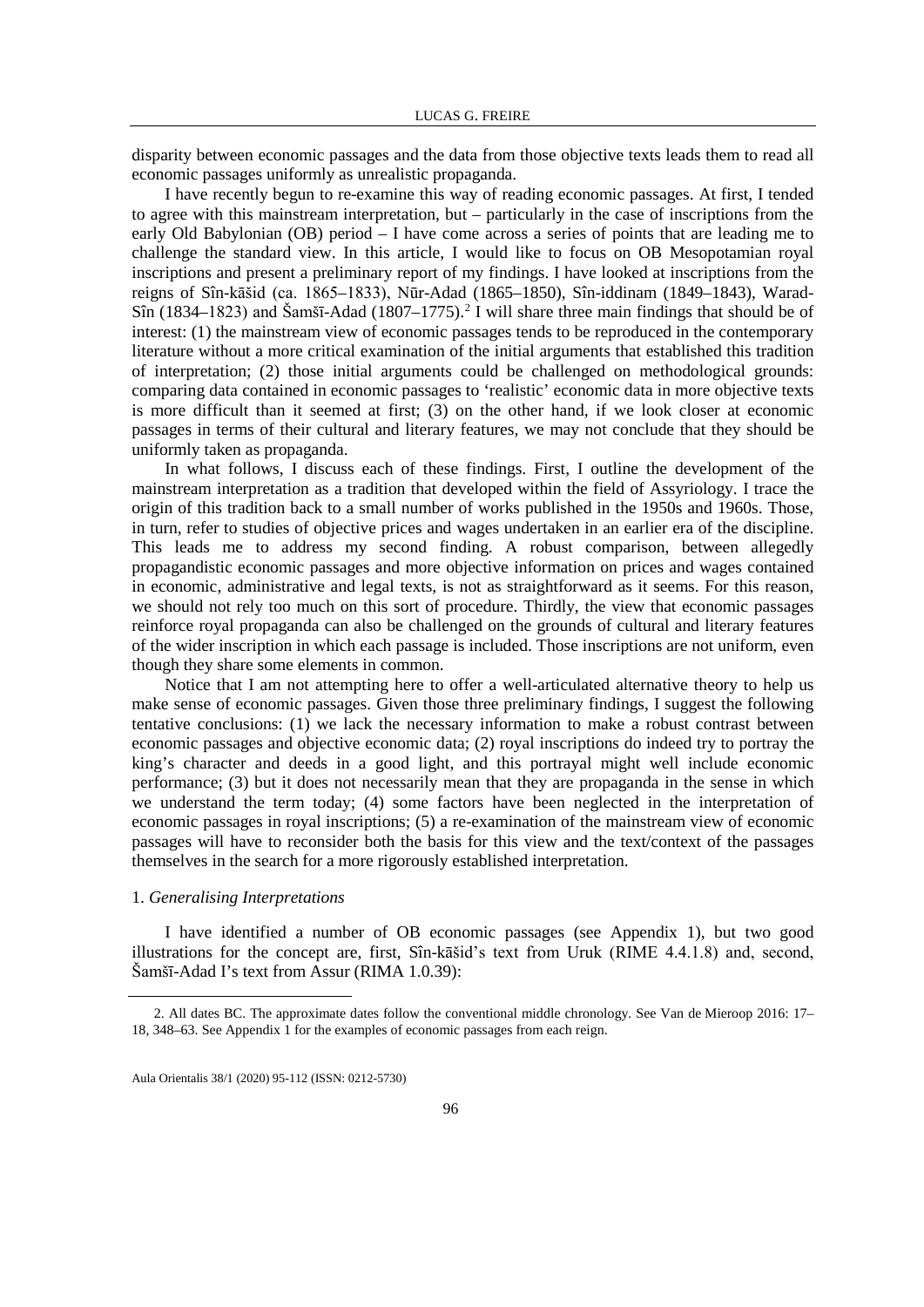disparity between economic passages and the data from those objective texts leads them to read all economic passages uniformly as unrealistic propaganda.

I have recently begun to re-examine this way of reading economic passages. At first, I tended to agree with this mainstream interpretation, but – particularly in the case of inscriptions from the early Old Babylonian (OB) period – I have come across a series of points that are leading me to challenge the standard view. In this article, I would like to focus on OB Mesopotamian royal inscriptions and present a preliminary report of my findings. I have looked at inscriptions from the reigns of Sîn-kāšid (ca. 1865–1833), Nūr-Adad (1865–1850), Sîn-iddinam (1849–1843), Warad-Sîn (1834–1823) and Šamšī-Adad (1807–1775).[2] I will share three main findings that should be of interest: (1) the mainstream view of economic passages tends to be reproduced in the contemporary literature without a more critical examination of the initial arguments that established this tradition of interpretation; (2) those initial arguments could be challenged on methodological grounds: comparing data contained in economic passages to 'realistic' economic data in more objective texts is more difficult than it seemed at first; (3) on the other hand, if we look closer at economic passages in terms of their cultural and literary features, we may not conclude that they should be uniformly taken as propaganda.

In what follows, I discuss each of these findings. First, I outline the development of the mainstream interpretation as a tradition that developed within the field of Assyriology. I trace the origin of this tradition back to a small number of works published in the 1950s and 1960s. Those, in turn, refer to studies of objective prices and wages undertaken in an earlier era of the discipline. This leads me to address my second finding. A robust comparison, between allegedly propagandistic economic passages and more objective information on prices and wages contained in economic, administrative and legal texts, is not as straightforward as it seems. For this reason, we should not rely too much on this sort of procedure. Thirdly, the view that economic passages reinforce royal propaganda can also be challenged on the grounds of cultural and literary features of the wider inscription in which each passage is included. Those inscriptions are not uniform, even though they share some elements in common.

Notice that I am not attempting here to offer a well-articulated alternative theory to help us make sense of economic passages. Given those three preliminary findings, I suggest the following tentative conclusions: (1) we lack the necessary information to make a robust contrast between economic passages and objective economic data; (2) royal inscriptions do indeed try to portray the king's character and deeds in a good light, and this portrayal might well include economic performance; (3) but it does not necessarily mean that they are propaganda in the sense in which we understand the term today; (4) some factors have been neglected in the interpretation of economic passages in royal inscriptions; (5) a re-examination of the mainstream view of economic passages will have to reconsider both the basis for this view and the text/context of the passages themselves in the search for a more rigorously established interpretation.

## 1. *Generalising Interpretations*

I have identified a number of OB economic passages (see Appendix 1), but two good illustrations for the concept are, first, Sîn-kāšid's text from Uruk (RIME 4.4.1.8) and, second, Šamšī-Adad I's text from Assur (RIMA 1.0.39):

---

2. All dates BC. The approximate dates follow the conventional middle chronology. See Van de Mieroop 2016: 17–18, 348–63. See Appendix 1 for the examples of economic passages from each reign.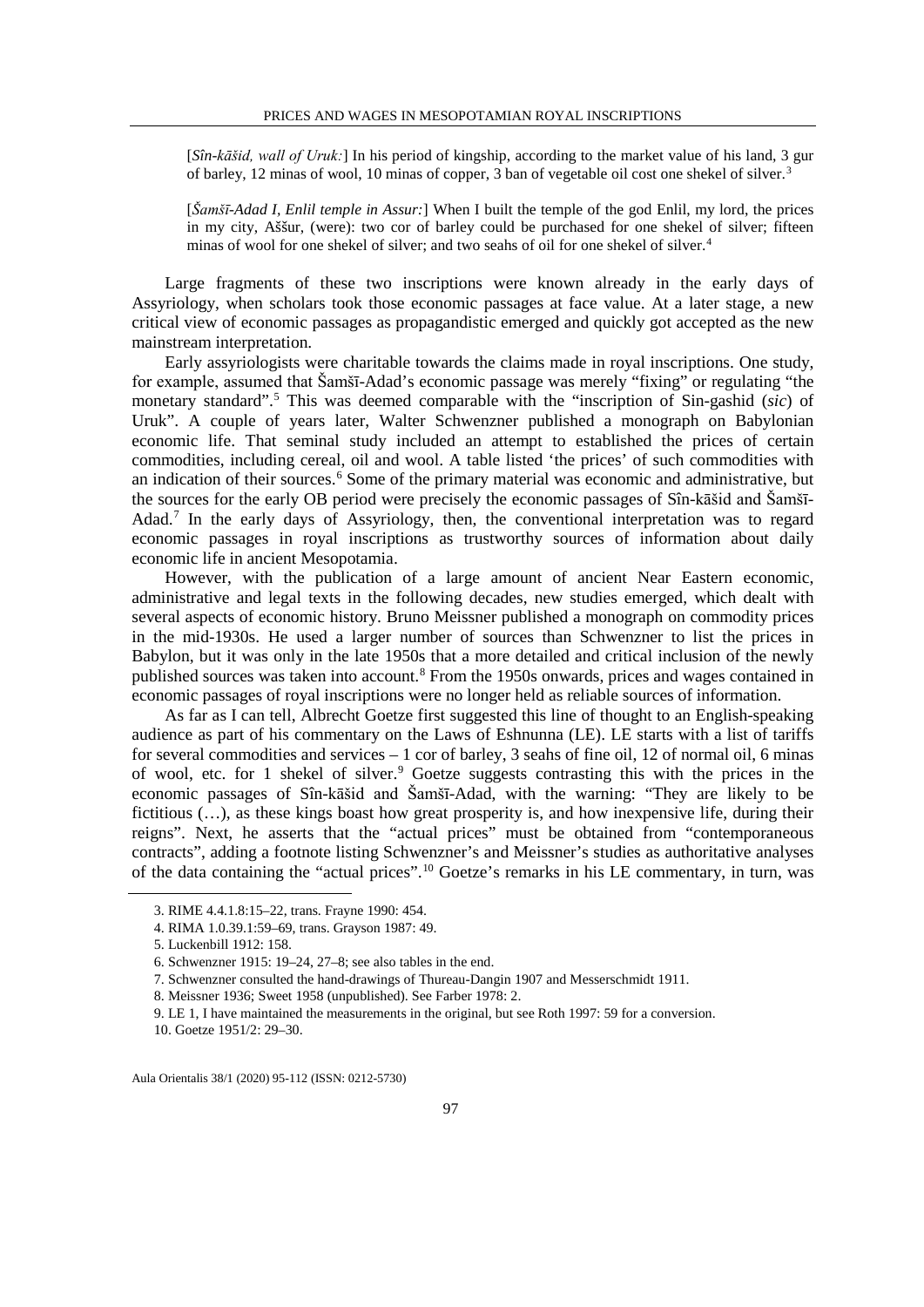[*Sîn-kāšid, wall of Uruk:*] In his period of kingship, according to the market value of his land, 3 gur of barley, 12 minas of wool, 10 minas of copper, 3 ban of vegetable oil cost one shekel of silver.[3]

[*Šamšī-Adad I, Enlil temple in Assur:*] When I built the temple of the god Enlil, my lord, the prices in my city, Aššur, (were): two cor of barley could be purchased for one shekel of silver; fifteen minas of wool for one shekel of silver; and two seahs of oil for one shekel of silver.[4]

Large fragments of these two inscriptions were known already in the early days of Assyriology, when scholars took those economic passages at face value. At a later stage, a new critical view of economic passages as propagandistic emerged and quickly got accepted as the new mainstream interpretation.

Early assyriologists were charitable towards the claims made in royal inscriptions. One study, for example, assumed that Šamšī-Adad's economic passage was merely "fixing" or regulating "the monetary standard".[5] This was deemed comparable with the "inscription of Sin-gashid (*sic*) of Uruk". A couple of years later, Walter Schwenzner published a monograph on Babylonian economic life. That seminal study included an attempt to established the prices of certain commodities, including cereal, oil and wool. A table listed 'the prices' of such commodities with an indication of their sources.[6] Some of the primary material was economic and administrative, but the sources for the early OB period were precisely the economic passages of Sîn-kāšid and Šamšī-Adad.[7] In the early days of Assyriology, then, the conventional interpretation was to regard economic passages in royal inscriptions as trustworthy sources of information about daily economic life in ancient Mesopotamia.

However, with the publication of a large amount of ancient Near Eastern economic, administrative and legal texts in the following decades, new studies emerged, which dealt with several aspects of economic history. Bruno Meissner published a monograph on commodity prices in the mid-1930s. He used a larger number of sources than Schwenzner to list the prices in Babylon, but it was only in the late 1950s that a more detailed and critical inclusion of the newly published sources was taken into account.[8] From the 1950s onwards, prices and wages contained in economic passages of royal inscriptions were no longer held as reliable sources of information.

As far as I can tell, Albrecht Goetze first suggested this line of thought to an English-speaking audience as part of his commentary on the Laws of Eshnunna (LE). LE starts with a list of tariffs for several commodities and services – 1 cor of barley, 3 seahs of fine oil, 12 of normal oil, 6 minas of wool, etc. for 1 shekel of silver.[9] Goetze suggests contrasting this with the prices in the economic passages of Sîn-kāšid and Šamšī-Adad, with the warning: "They are likely to be fictitious (…), as these kings boast how great prosperity is, and how inexpensive life, during their reigns". Next, he asserts that the "actual prices" must be obtained from "contemporaneous contracts", adding a footnote listing Schwenzner's and Meissner's studies as authoritative analyses of the data containing the "actual prices".[10] Goetze's remarks in his LE commentary, in turn, was

---

3. RIME 4.4.1.8:15–22, trans. Frayne 1990: 454.
4. RIMA 1.0.39.1:59–69, trans. Grayson 1987: 49.
5. Luckenbill 1912: 158.
6. Schwenzner 1915: 19–24, 27–8; see also tables in the end.
7. Schwenzner consulted the hand-drawings of Thureau-Dangin 1907 and Messerschmidt 1911.
8. Meissner 1936; Sweet 1958 (unpublished). See Farber 1978: 2.
9. LE 1, I have maintained the measurements in the original, but see Roth 1997: 59 for a conversion.
10. Goetze 1951/2: 29–30.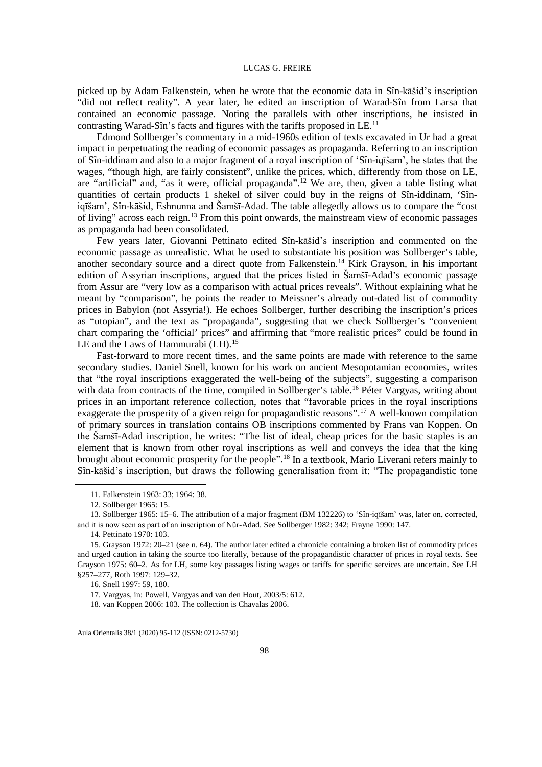picked up by Adam Falkenstein, when he wrote that the economic data in Sîn-kāšid's inscription "did not reflect reality". A year later, he edited an inscription of Warad-Sîn from Larsa that contained an economic passage. Noting the parallels with other inscriptions, he insisted in contrasting Warad-Sîn's facts and figures with the tariffs proposed in LE.[11]

Edmond Sollberger's commentary in a mid-1960s edition of texts excavated in Ur had a great impact in perpetuating the reading of economic passages as propaganda. Referring to an inscription of Sîn-iddinam and also to a major fragment of a royal inscription of 'Sîn-iqīšam', he states that the wages, "though high, are fairly consistent", unlike the prices, which, differently from those on LE, are "artificial" and, "as it were, official propaganda".[12] We are, then, given a table listing what quantities of certain products 1 shekel of silver could buy in the reigns of Sîn-iddinam, 'Sîn-iqīšam', Sîn-kāšid, Eshnunna and Šamšī-Adad. The table allegedly allows us to compare the "cost of living" across each reign.[13] From this point onwards, the mainstream view of economic passages as propaganda had been consolidated.

Few years later, Giovanni Pettinato edited Sîn-kāšid's inscription and commented on the economic passage as unrealistic. What he used to substantiate his position was Sollberger's table, another secondary source and a direct quote from Falkenstein.[14] Kirk Grayson, in his important edition of Assyrian inscriptions, argued that the prices listed in Šamšī-Adad's economic passage from Assur are "very low as a comparison with actual prices reveals". Without explaining what he meant by "comparison", he points the reader to Meissner's already out-dated list of commodity prices in Babylon (not Assyria!). He echoes Sollberger, further describing the inscription's prices as "utopian", and the text as "propaganda", suggesting that we check Sollberger's "convenient chart comparing the 'official' prices" and affirming that "more realistic prices" could be found in LE and the Laws of Hammurabi (LH).[15]

Fast-forward to more recent times, and the same points are made with reference to the same secondary studies. Daniel Snell, known for his work on ancient Mesopotamian economies, writes that "the royal inscriptions exaggerated the well-being of the subjects", suggesting a comparison with data from contracts of the time, compiled in Sollberger's table.[16] Péter Vargyas, writing about prices in an important reference collection, notes that "favorable prices in the royal inscriptions exaggerate the prosperity of a given reign for propagandistic reasons".[17] A well-known compilation of primary sources in translation contains OB inscriptions commented by Frans van Koppen. On the Šamšī-Adad inscription, he writes: "The list of ideal, cheap prices for the basic staples is an element that is known from other royal inscriptions as well and conveys the idea that the king brought about economic prosperity for the people".[18] In a textbook, Mario Liverani refers mainly to Sîn-kāšid's inscription, but draws the following generalisation from it: "The propagandistic tone

---

11. Falkenstein 1963: 33; 1964: 38.

12. Sollberger 1965: 15.

13. Sollberger 1965: 15–6. The attribution of a major fragment (BM 132226) to 'Sîn-iqīšam' was, later on, corrected, and it is now seen as part of an inscription of Nūr-Adad. See Sollberger 1982: 342; Frayne 1990: 147.

14. Pettinato 1970: 103.

15. Grayson 1972: 20–21 (see n. 64). The author later edited a chronicle containing a broken list of commodity prices and urged caution in taking the source too literally, because of the propagandistic character of prices in royal texts. See Grayson 1975: 60–2. As for LH, some key passages listing wages or tariffs for specific services are uncertain. See LH §257–277, Roth 1997: 129–32.

16. Snell 1997: 59, 180.

17. Vargyas, in: Powell, Vargyas and van den Hout, 2003/5: 612.

18. van Koppen 2006: 103. The collection is Chavalas 2006.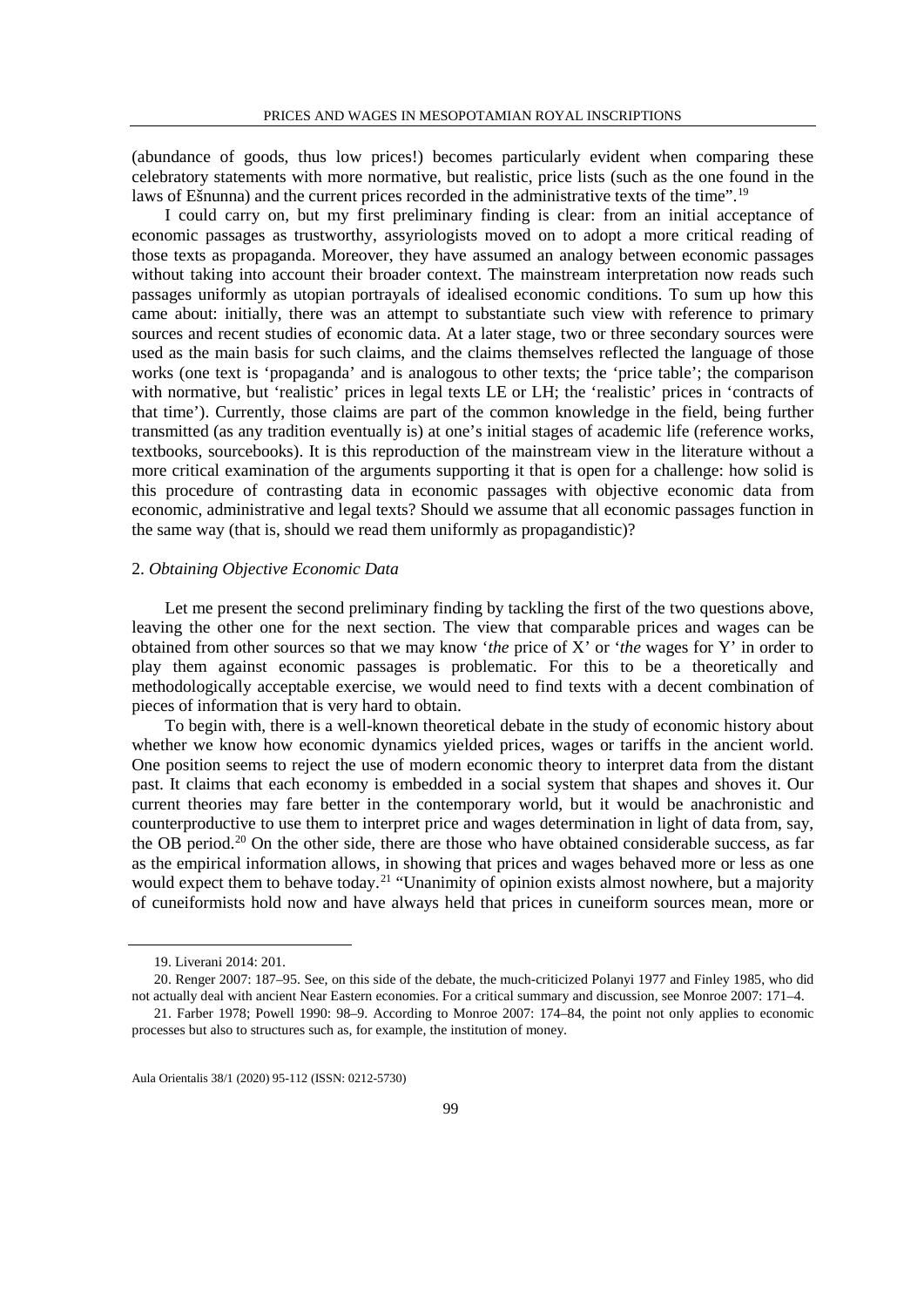(abundance of goods, thus low prices!) becomes particularly evident when comparing these celebratory statements with more normative, but realistic, price lists (such as the one found in the laws of Ešnunna) and the current prices recorded in the administrative texts of the time".[19]

I could carry on, but my first preliminary finding is clear: from an initial acceptance of economic passages as trustworthy, assyriologists moved on to adopt a more critical reading of those texts as propaganda. Moreover, they have assumed an analogy between economic passages without taking into account their broader context. The mainstream interpretation now reads such passages uniformly as utopian portrayals of idealised economic conditions. To sum up how this came about: initially, there was an attempt to substantiate such view with reference to primary sources and recent studies of economic data. At a later stage, two or three secondary sources were used as the main basis for such claims, and the claims themselves reflected the language of those works (one text is 'propaganda' and is analogous to other texts; the 'price table'; the comparison with normative, but 'realistic' prices in legal texts LE or LH; the 'realistic' prices in 'contracts of that time'). Currently, those claims are part of the common knowledge in the field, being further transmitted (as any tradition eventually is) at one's initial stages of academic life (reference works, textbooks, sourcebooks). It is this reproduction of the mainstream view in the literature without a more critical examination of the arguments supporting it that is open for a challenge: how solid is this procedure of contrasting data in economic passages with objective economic data from economic, administrative and legal texts? Should we assume that all economic passages function in the same way (that is, should we read them uniformly as propagandistic)?

## 2. *Obtaining Objective Economic Data*

Let me present the second preliminary finding by tackling the first of the two questions above, leaving the other one for the next section. The view that comparable prices and wages can be obtained from other sources so that we may know '*the* price of X' or '*the* wages for Y' in order to play them against economic passages is problematic. For this to be a theoretically and methodologically acceptable exercise, we would need to find texts with a decent combination of pieces of information that is very hard to obtain.

To begin with, there is a well-known theoretical debate in the study of economic history about whether we know how economic dynamics yielded prices, wages or tariffs in the ancient world. One position seems to reject the use of modern economic theory to interpret data from the distant past. It claims that each economy is embedded in a social system that shapes and shoves it. Our current theories may fare better in the contemporary world, but it would be anachronistic and counterproductive to use them to interpret price and wages determination in light of data from, say, the OB period.[20] On the other side, there are those who have obtained considerable success, as far as the empirical information allows, in showing that prices and wages behaved more or less as one would expect them to behave today.[21] "Unanimity of opinion exists almost nowhere, but a majority of cuneiformists hold now and have always held that prices in cuneiform sources mean, more or

---

19. Liverani 2014: 201.

20. Renger 2007: 187–95. See, on this side of the debate, the much-criticized Polanyi 1977 and Finley 1985, who did not actually deal with ancient Near Eastern economies. For a critical summary and discussion, see Monroe 2007: 171–4.

21. Farber 1978; Powell 1990: 98–9. According to Monroe 2007: 174–84, the point not only applies to economic processes but also to structures such as, for example, the institution of money.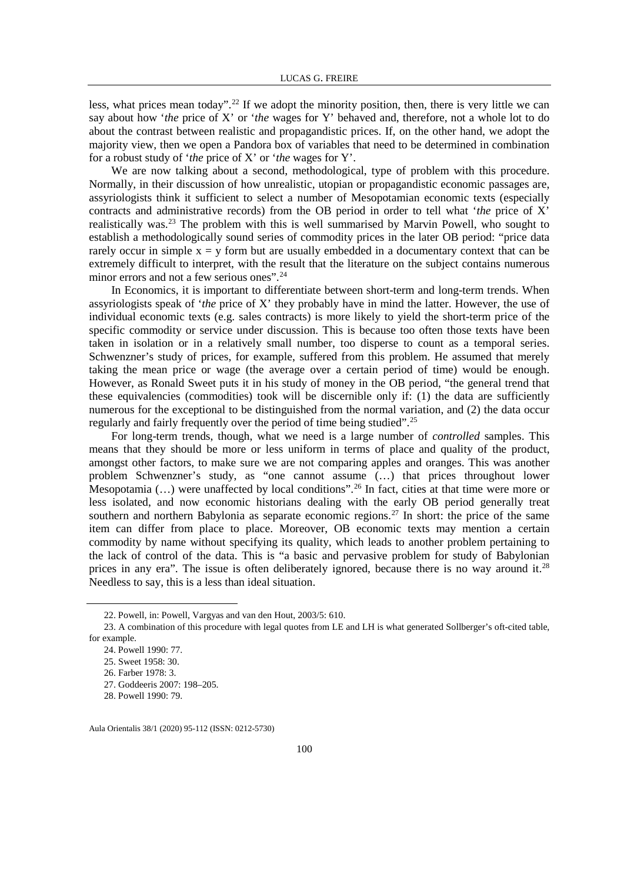less, what prices mean today".[22] If we adopt the minority position, then, there is very little we can say about how '*the* price of X' or '*the* wages for Y' behaved and, therefore, not a whole lot to do about the contrast between realistic and propagandistic prices. If, on the other hand, we adopt the majority view, then we open a Pandora box of variables that need to be determined in combination for a robust study of '*the* price of X' or '*the* wages for Y'.

We are now talking about a second, methodological, type of problem with this procedure. Normally, in their discussion of how unrealistic, utopian or propagandistic economic passages are, assyriologists think it sufficient to select a number of Mesopotamian economic texts (especially contracts and administrative records) from the OB period in order to tell what '*the* price of X' realistically was.[23] The problem with this is well summarised by Marvin Powell, who sought to establish a methodologically sound series of commodity prices in the later OB period: "price data rarely occur in simple $x = y$ form but are usually embedded in a documentary context that can be extremely difficult to interpret, with the result that the literature on the subject contains numerous minor errors and not a few serious ones".[24]

In Economics, it is important to differentiate between short-term and long-term trends. When assyriologists speak of '*the* price of X' they probably have in mind the latter. However, the use of individual economic texts (e.g. sales contracts) is more likely to yield the short-term price of the specific commodity or service under discussion. This is because too often those texts have been taken in isolation or in a relatively small number, too disperse to count as a temporal series. Schwenzner's study of prices, for example, suffered from this problem. He assumed that merely taking the mean price or wage (the average over a certain period of time) would be enough. However, as Ronald Sweet puts it in his study of money in the OB period, "the general trend that these equivalencies (commodities) took will be discernible only if: (1) the data are sufficiently numerous for the exceptional to be distinguished from the normal variation, and (2) the data occur regularly and fairly frequently over the period of time being studied".[25]

For long-term trends, though, what we need is a large number of *controlled* samples. This means that they should be more or less uniform in terms of place and quality of the product, amongst other factors, to make sure we are not comparing apples and oranges. This was another problem Schwenzner's study, as "one cannot assume (…) that prices throughout lower Mesopotamia (…) were unaffected by local conditions".[26] In fact, cities at that time were more or less isolated, and now economic historians dealing with the early OB period generally treat southern and northern Babylonia as separate economic regions.[27] In short: the price of the same item can differ from place to place. Moreover, OB economic texts may mention a certain commodity by name without specifying its quality, which leads to another problem pertaining to the lack of control of the data. This is "a basic and pervasive problem for study of Babylonian prices in any era". The issue is often deliberately ignored, because there is no way around it.[28] Needless to say, this is a less than ideal situation.

22. Powell, in: Powell, Vargyas and van den Hout, 2003/5: 610.

23. A combination of this procedure with legal quotes from LE and LH is what generated Sollberger's oft-cited table, for example.

24. Powell 1990: 77.

25. Sweet 1958: 30.

26. Farber 1978: 3.

27. Goddeeris 2007: 198–205.

28. Powell 1990: 79.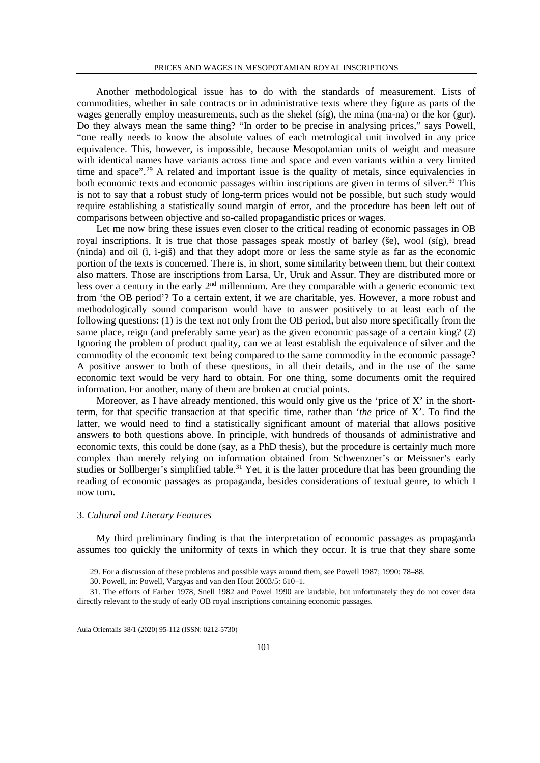Another methodological issue has to do with the standards of measurement. Lists of commodities, whether in sale contracts or in administrative texts where they figure as parts of the wages generally employ measurements, such as the shekel (síg), the mina (ma-na) or the kor (gur). Do they always mean the same thing? "In order to be precise in analysing prices," says Powell, "one really needs to know the absolute values of each metrological unit involved in any price equivalence. This, however, is impossible, because Mesopotamian units of weight and measure with identical names have variants across time and space and even variants within a very limited time and space".[29] A related and important issue is the quality of metals, since equivalencies in both economic texts and economic passages within inscriptions are given in terms of silver.[30] This is not to say that a robust study of long-term prices would not be possible, but such study would require establishing a statistically sound margin of error, and the procedure has been left out of comparisons between objective and so-called propagandistic prices or wages.

Let me now bring these issues even closer to the critical reading of economic passages in OB royal inscriptions. It is true that those passages speak mostly of barley (še), wool (síg), bread (ninda) and oil (ì, ì-giš) and that they adopt more or less the same style as far as the economic portion of the texts is concerned. There is, in short, some similarity between them, but their context also matters. Those are inscriptions from Larsa, Ur, Uruk and Assur. They are distributed more or less over a century in the early 2[nd] millennium. Are they comparable with a generic economic text from 'the OB period'? To a certain extent, if we are charitable, yes. However, a more robust and methodologically sound comparison would have to answer positively to at least each of the following questions: (1) is the text not only from the OB period, but also more specifically from the same place, reign (and preferably same year) as the given economic passage of a certain king? (2) Ignoring the problem of product quality, can we at least establish the equivalence of silver and the commodity of the economic text being compared to the same commodity in the economic passage? A positive answer to both of these questions, in all their details, and in the use of the same economic text would be very hard to obtain. For one thing, some documents omit the required information. For another, many of them are broken at crucial points.

Moreover, as I have already mentioned, this would only give us the 'price of X' in the short-term, for that specific transaction at that specific time, rather than '*the* price of X'. To find the latter, we would need to find a statistically significant amount of material that allows positive answers to both questions above. In principle, with hundreds of thousands of administrative and economic texts, this could be done (say, as a PhD thesis), but the procedure is certainly much more complex than merely relying on information obtained from Schwenzner's or Meissner's early studies or Sollberger's simplified table.[31] Yet, it is the latter procedure that has been grounding the reading of economic passages as propaganda, besides considerations of textual genre, to which I now turn.

### 3. *Cultural and Literary Features*

My third preliminary finding is that the interpretation of economic passages as propaganda assumes too quickly the uniformity of texts in which they occur. It is true that they share some

---

29. For a discussion of these problems and possible ways around them, see Powell 1987; 1990: 78–88.

30. Powell, in: Powell, Vargyas and van den Hout 2003/5: 610–1.

31. The efforts of Farber 1978, Snell 1982 and Powel 1990 are laudable, but unfortunately they do not cover data directly relevant to the study of early OB royal inscriptions containing economic passages.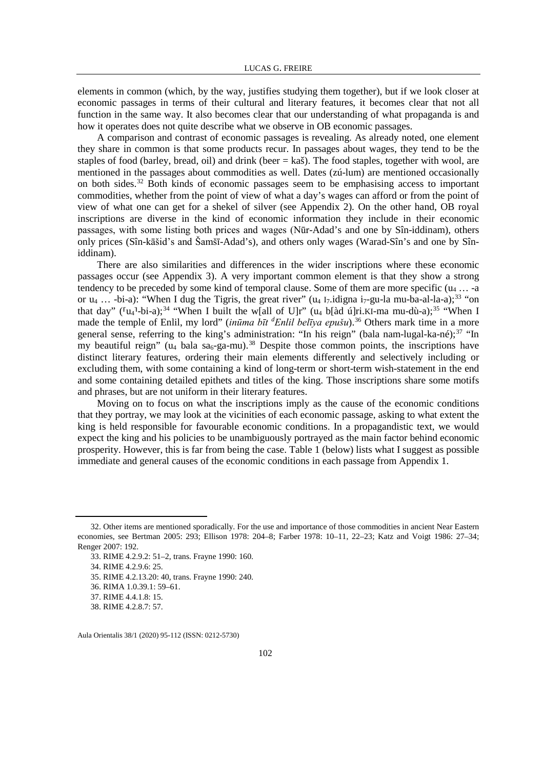elements in common (which, by the way, justifies studying them together), but if we look closer at economic passages in terms of their cultural and literary features, it becomes clear that not all function in the same way. It also becomes clear that our understanding of what propaganda is and how it operates does not quite describe what we observe in OB economic passages.

A comparison and contrast of economic passages is revealing. As already noted, one element they share in common is that some products recur. In passages about wages, they tend to be the staples of food (barley, bread, oil) and drink (beer = kaš). The food staples, together with wool, are mentioned in the passages about commodities as well. Dates (zú-lum) are mentioned occasionally on both sides.[32] Both kinds of economic passages seem to be emphasising access to important commodities, whether from the point of view of what a day's wages can afford or from the point of view of what one can get for a shekel of silver (see Appendix 2). On the other hand, OB royal inscriptions are diverse in the kind of economic information they include in their economic passages, with some listing both prices and wages (Nūr-Adad's and one by Sîn-iddinam), others only prices (Sîn-kāšid's and Šamšī-Adad's), and others only wages (Warad-Sîn's and one by Sîn-iddinam).

There are also similarities and differences in the wider inscriptions where these economic passages occur (see Appendix 3). A very important common element is that they show a strong tendency to be preceded by some kind of temporal clause. Some of them are more specific ($u_4$ … -a or $u_4$ … -bi-a): "When I dug the Tigris, the great river" ($u_4$ $I_7$.idigna $i_7$-gu-la mu-ba-al-la-a);[33] "on that day" (⸢$u_4$⸣-bi-a);[34] "When I built the w[all of U]r" ($u_4$ b[àd ú]ri.KI-ma mu-dù-a);[35] "When I made the temple of Enlil, my lord" (*inūma bīt ᵈEnlil belīya epušu*).[36] Others mark time in a more general sense, referring to the king's administration: "In his reign" (bala nam-lugal-ka-né);[37] "In my beautiful reign" ($u_4$ bala $sa_6$-ga-mu).[38] Despite those common points, the inscriptions have distinct literary features, ordering their main elements differently and selectively including or excluding them, with some containing a kind of long-term or short-term wish-statement in the end and some containing detailed epithets and titles of the king. Those inscriptions share some motifs and phrases, but are not uniform in their literary features.

Moving on to focus on what the inscriptions imply as the cause of the economic conditions that they portray, we may look at the vicinities of each economic passage, asking to what extent the king is held responsible for favourable economic conditions. In a propagandistic text, we would expect the king and his policies to be unambiguously portrayed as the main factor behind economic prosperity. However, this is far from being the case. Table 1 (below) lists what I suggest as possible immediate and general causes of the economic conditions in each passage from Appendix 1.

---

32. Other items are mentioned sporadically. For the use and importance of those commodities in ancient Near Eastern economies, see Bertman 2005: 293; Ellison 1978: 204–8; Farber 1978: 10–11, 22–23; Katz and Voigt 1986: 27–34; Renger 2007: 192.

33. RIME 4.2.9.2: 51–2, trans. Frayne 1990: 160.

34. RIME 4.2.9.6: 25.

35. RIME 4.2.13.20: 40, trans. Frayne 1990: 240.

36. RIMA 1.0.39.1: 59–61.

37. RIME 4.4.1.8: 15.

38. RIME 4.2.8.7: 57.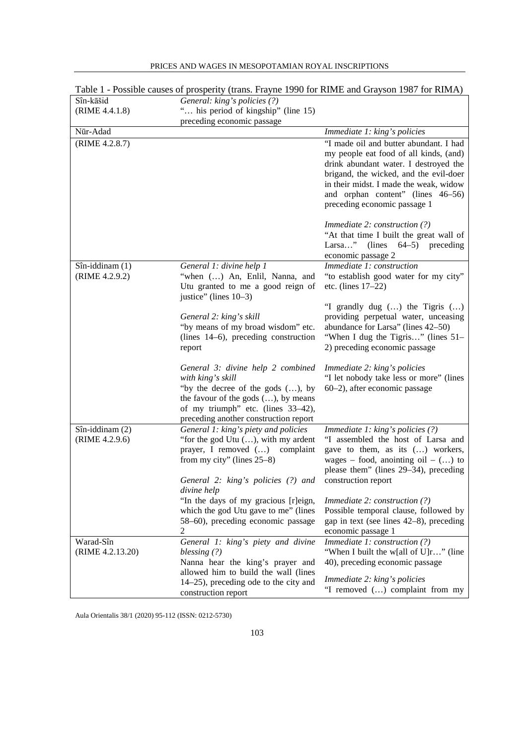Table 1 - Possible causes of prosperity (trans. Frayne 1990 for RIME and Grayson 1987 for RIMA)

| | | |
|---|---|---|
| Sîn-kāšid (RIME 4.4.1.8) | *General: king's policies (?)* "… his period of kingship" (line 15) preceding economic passage | |
| Nūr-Adad | | *Immediate 1: king's policies* |
| (RIME 4.2.8.7) | | "I made oil and butter abundant. I had my people eat food of all kinds, (and) drink abundant water. I destroyed the brigand, the wicked, and the evil-doer in their midst. I made the weak, widow and orphan content" (lines 46–56) preceding economic passage 1<br><br>*Immediate 2: construction (?)* "At that time I built the great wall of Larsa…" (lines 64–5) preceding economic passage 2 |
| Sîn-iddinam (1) (RIME 4.2.9.2) | *General 1: divine help 1* "when (…) An, Enlil, Nanna, and Utu granted to me a good reign of justice" (lines 10–3)<br><br>*General 2: king's skill* "by means of my broad wisdom" etc. (lines 14–6), preceding construction report<br><br>*General 3: divine help 2 combined with king's skill* "by the decree of the gods (…), by the favour of the gods (…), by means of my triumph" etc. (lines 33–42), preceding another construction report | *Immediate 1: construction* "to establish good water for my city" etc. (lines 17–22)<br><br>"I grandly dug (…) the Tigris (…) providing perpetual water, unceasing abundance for Larsa" (lines 42–50) "When I dug the Tigris…" (lines 51–2) preceding economic passage<br><br>*Immediate 2: king's policies* "I let nobody take less or more" (lines 60–2), after economic passage |
| Sîn-iddinam (2) (RIME 4.2.9.6) | *General 1: king's piety and policies* "for the god Utu (…), with my ardent prayer, I removed (…) complaint from my city" (lines 25–8)<br><br>*General 2: king's policies (?) and divine help* "In the days of my gracious [r]eign, which the god Utu gave to me" (lines 58–60), preceding economic passage 2 | *Immediate 1: king's policies (?)* "I assembled the host of Larsa and gave to them, as its (…) workers, wages – food, anointing oil – (…) to please them" (lines 29–34), preceding construction report<br><br>*Immediate 2: construction (?)* Possible temporal clause, followed by gap in text (see lines 42–8), preceding economic passage 1 |
| Warad-Sîn (RIME 4.2.13.20) | *General 1: king's piety and divine blessing (?)* Nanna hear the king's prayer and allowed him to build the wall (lines 14–25), preceding ode to the city and construction report | *Immediate 1: construction (?)* "When I built the w[all of U]r…" (line 40), preceding economic passage<br><br>*Immediate 2: king's policies* "I removed (…) complaint from my |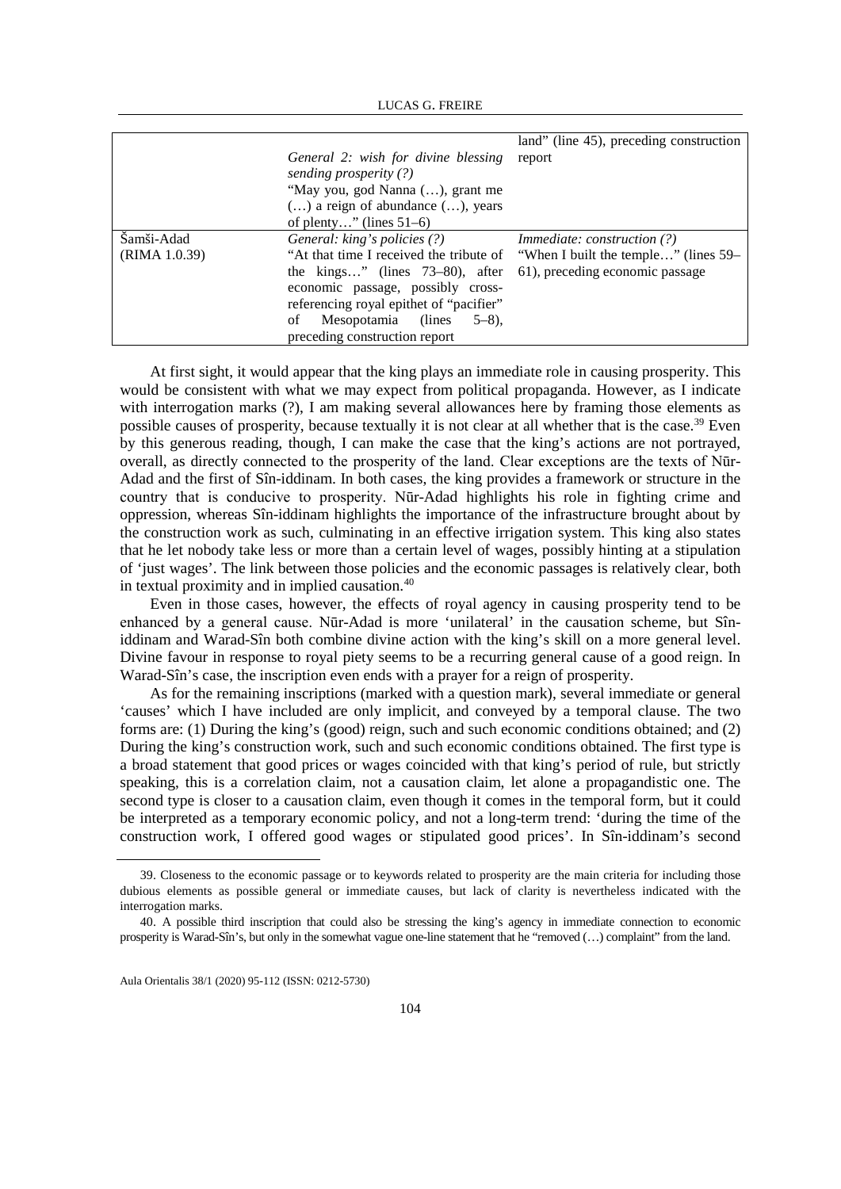| | | |
|---|---|---|
| | *General 2: wish for divine blessing sending prosperity (?)* "May you, god Nanna (…), grant me (…) a reign of abundance (…), years of plenty…" (lines 51–6) | land" (line 45), preceding construction report |
| Šamši-Adad (RIMA 1.0.39) | *General: king's policies (?)* "At that time I received the tribute of the kings…" (lines 73–80), after economic passage, possibly cross-referencing royal epithet of "pacifier" of Mesopotamia (lines 5–8), preceding construction report | *Immediate: construction (?)* "When I built the temple…" (lines 59–61), preceding economic passage |

At first sight, it would appear that the king plays an immediate role in causing prosperity. This would be consistent with what we may expect from political propaganda. However, as I indicate with interrogation marks (?), I am making several allowances here by framing those elements as possible causes of prosperity, because textually it is not clear at all whether that is the case.[39] Even by this generous reading, though, I can make the case that the king's actions are not portrayed, overall, as directly connected to the prosperity of the land. Clear exceptions are the texts of Nūr-Adad and the first of Sîn-iddinam. In both cases, the king provides a framework or structure in the country that is conducive to prosperity. Nūr-Adad highlights his role in fighting crime and oppression, whereas Sîn-iddinam highlights the importance of the infrastructure brought about by the construction work as such, culminating in an effective irrigation system. This king also states that he let nobody take less or more than a certain level of wages, possibly hinting at a stipulation of 'just wages'. The link between those policies and the economic passages is relatively clear, both in textual proximity and in implied causation.[40]

Even in those cases, however, the effects of royal agency in causing prosperity tend to be enhanced by a general cause. Nūr-Adad is more 'unilateral' in the causation scheme, but Sîn-iddinam and Warad-Sîn both combine divine action with the king's skill on a more general level. Divine favour in response to royal piety seems to be a recurring general cause of a good reign. In Warad-Sîn's case, the inscription even ends with a prayer for a reign of prosperity.

As for the remaining inscriptions (marked with a question mark), several immediate or general 'causes' which I have included are only implicit, and conveyed by a temporal clause. The two forms are: (1) During the king's (good) reign, such and such economic conditions obtained; and (2) During the king's construction work, such and such economic conditions obtained. The first type is a broad statement that good prices or wages coincided with that king's period of rule, but strictly speaking, this is a correlation claim, not a causation claim, let alone a propagandistic one. The second type is closer to a causation claim, even though it comes in the temporal form, but it could be interpreted as a temporary economic policy, and not a long-term trend: 'during the time of the construction work, I offered good wages or stipulated good prices'. In Sîn-iddinam's second

---

39. Closeness to the economic passage or to keywords related to prosperity are the main criteria for including those dubious elements as possible general or immediate causes, but lack of clarity is nevertheless indicated with the interrogation marks.

40. A possible third inscription that could also be stressing the king's agency in immediate connection to economic prosperity is Warad-Sîn's, but only in the somewhat vague one-line statement that he "removed (…) complaint" from the land.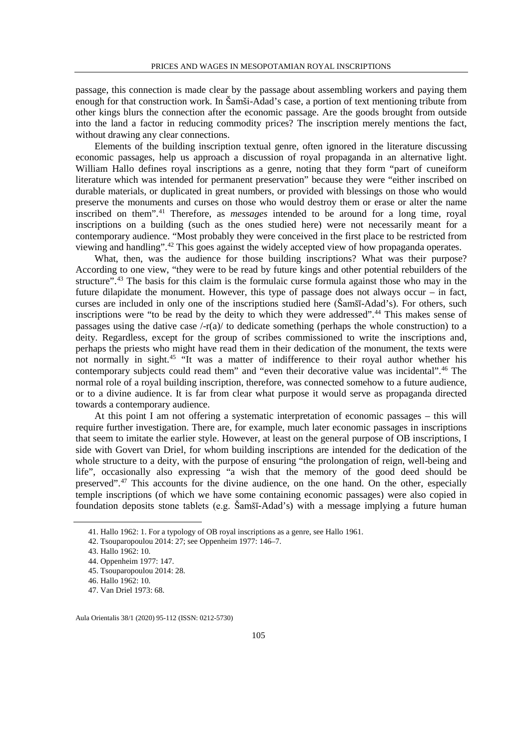passage, this connection is made clear by the passage about assembling workers and paying them enough for that construction work. In Šamši-Adad's case, a portion of text mentioning tribute from other kings blurs the connection after the economic passage. Are the goods brought from outside into the land a factor in reducing commodity prices? The inscription merely mentions the fact, without drawing any clear connections.

Elements of the building inscription textual genre, often ignored in the literature discussing economic passages, help us approach a discussion of royal propaganda in an alternative light. William Hallo defines royal inscriptions as a genre, noting that they form "part of cuneiform literature which was intended for permanent preservation" because they were "either inscribed on durable materials, or duplicated in great numbers, or provided with blessings on those who would preserve the monuments and curses on those who would destroy them or erase or alter the name inscribed on them".[41] Therefore, as *messages* intended to be around for a long time, royal inscriptions on a building (such as the ones studied here) were not necessarily meant for a contemporary audience. "Most probably they were conceived in the first place to be restricted from viewing and handling".[42] This goes against the widely accepted view of how propaganda operates.

What, then, was the audience for those building inscriptions? What was their purpose? According to one view, "they were to be read by future kings and other potential rebuilders of the structure".[43] The basis for this claim is the formulaic curse formula against those who may in the future dilapidate the monument. However, this type of passage does not always occur – in fact, curses are included in only one of the inscriptions studied here (Šamšī-Adad's). For others, such inscriptions were "to be read by the deity to which they were addressed".[44] This makes sense of passages using the dative case /-r(a)/ to dedicate something (perhaps the whole construction) to a deity. Regardless, except for the group of scribes commissioned to write the inscriptions and, perhaps the priests who might have read them in their dedication of the monument, the texts were not normally in sight.[45] "It was a matter of indifference to their royal author whether his contemporary subjects could read them" and "even their decorative value was incidental".[46] The normal role of a royal building inscription, therefore, was connected somehow to a future audience, or to a divine audience. It is far from clear what purpose it would serve as propaganda directed towards a contemporary audience.

At this point I am not offering a systematic interpretation of economic passages – this will require further investigation. There are, for example, much later economic passages in inscriptions that seem to imitate the earlier style. However, at least on the general purpose of OB inscriptions, I side with Govert van Driel, for whom building inscriptions are intended for the dedication of the whole structure to a deity, with the purpose of ensuring "the prolongation of reign, well-being and life", occasionally also expressing "a wish that the memory of the good deed should be preserved".[47] This accounts for the divine audience, on the one hand. On the other, especially temple inscriptions (of which we have some containing economic passages) were also copied in foundation deposits stone tablets (e.g. Šamšī-Adad's) with a message implying a future human

41. Hallo 1962: 1. For a typology of OB royal inscriptions as a genre, see Hallo 1961.

42. Tsouparopoulou 2014: 27; see Oppenheim 1977: 146–7.

43. Hallo 1962: 10.

44. Oppenheim 1977: 147.

45. Tsouparopoulou 2014: 28.

46. Hallo 1962: 10.

47. Van Driel 1973: 68.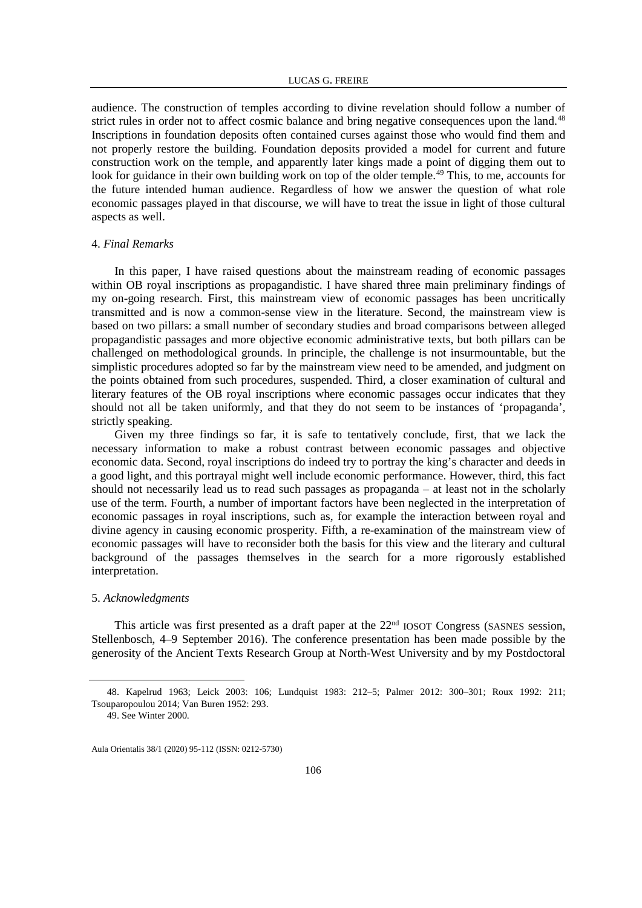audience. The construction of temples according to divine revelation should follow a number of strict rules in order not to affect cosmic balance and bring negative consequences upon the land.[48] Inscriptions in foundation deposits often contained curses against those who would find them and not properly restore the building. Foundation deposits provided a model for current and future construction work on the temple, and apparently later kings made a point of digging them out to look for guidance in their own building work on top of the older temple.[49] This, to me, accounts for the future intended human audience. Regardless of how we answer the question of what role economic passages played in that discourse, we will have to treat the issue in light of those cultural aspects as well.

## 4. *Final Remarks*

In this paper, I have raised questions about the mainstream reading of economic passages within OB royal inscriptions as propagandistic. I have shared three main preliminary findings of my on-going research. First, this mainstream view of economic passages has been uncritically transmitted and is now a common-sense view in the literature. Second, the mainstream view is based on two pillars: a small number of secondary studies and broad comparisons between alleged propagandistic passages and more objective economic administrative texts, but both pillars can be challenged on methodological grounds. In principle, the challenge is not insurmountable, but the simplistic procedures adopted so far by the mainstream view need to be amended, and judgment on the points obtained from such procedures, suspended. Third, a closer examination of cultural and literary features of the OB royal inscriptions where economic passages occur indicates that they should not all be taken uniformly, and that they do not seem to be instances of 'propaganda', strictly speaking.

Given my three findings so far, it is safe to tentatively conclude, first, that we lack the necessary information to make a robust contrast between economic passages and objective economic data. Second, royal inscriptions do indeed try to portray the king's character and deeds in a good light, and this portrayal might well include economic performance. However, third, this fact should not necessarily lead us to read such passages as propaganda – at least not in the scholarly use of the term. Fourth, a number of important factors have been neglected in the interpretation of economic passages in royal inscriptions, such as, for example the interaction between royal and divine agency in causing economic prosperity. Fifth, a re-examination of the mainstream view of economic passages will have to reconsider both the basis for this view and the literary and cultural background of the passages themselves in the search for a more rigorously established interpretation.

## 5. *Acknowledgments*

This article was first presented as a draft paper at the 22nd IOSOT Congress (SASNES session, Stellenbosch, 4–9 September 2016). The conference presentation has been made possible by the generosity of the Ancient Texts Research Group at North-West University and by my Postdoctoral

---

48. Kapelrud 1963; Leick 2003: 106; Lundquist 1983: 212–5; Palmer 2012: 300–301; Roux 1992: 211; Tsouparopoulou 2014; Van Buren 1952: 293.

49. See Winter 2000.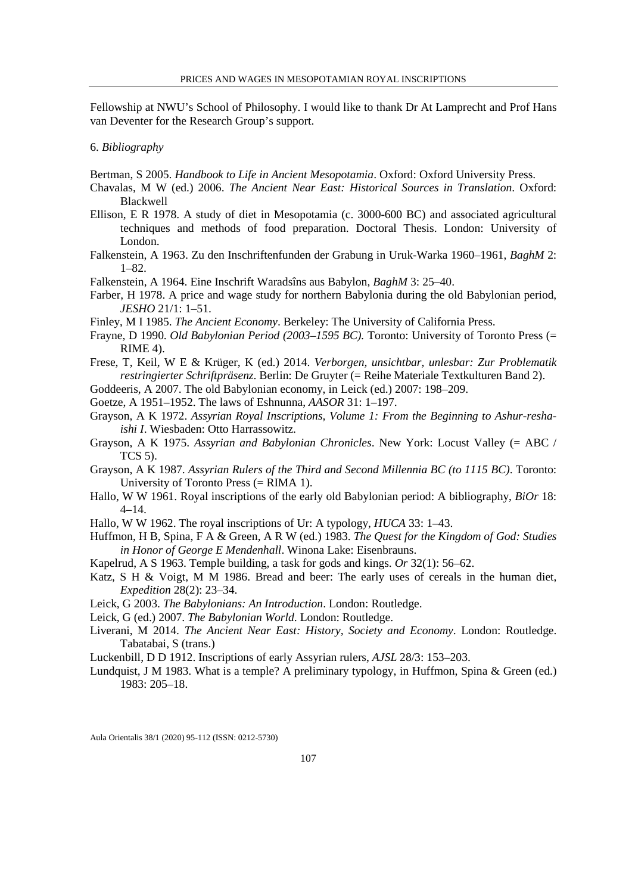Fellowship at NWU's School of Philosophy. I would like to thank Dr At Lamprecht and Prof Hans van Deventer for the Research Group's support.

## 6. *Bibliography*

Bertman, S 2005. *Handbook to Life in Ancient Mesopotamia*. Oxford: Oxford University Press.

Chavalas, M W (ed.) 2006. *The Ancient Near East: Historical Sources in Translation*. Oxford: Blackwell

Ellison, E R 1978. A study of diet in Mesopotamia (c. 3000-600 BC) and associated agricultural techniques and methods of food preparation. Doctoral Thesis. London: University of London.

Falkenstein, A 1963. Zu den Inschriftenfunden der Grabung in Uruk-Warka 1960–1961, *BaghM* 2: 1–82.

Falkenstein, A 1964. Eine Inschrift Waradsîns aus Babylon, *BaghM* 3: 25–40.

Farber, H 1978. A price and wage study for northern Babylonia during the old Babylonian period, *JESHO* 21/1: 1–51.

Finley, M I 1985. *The Ancient Economy*. Berkeley: The University of California Press.

Frayne, D 1990. *Old Babylonian Period (2003–1595 BC).* Toronto: University of Toronto Press (= RIME 4).

Frese, T, Keil, W E & Krüger, K (ed.) 2014. *Verborgen, unsichtbar, unlesbar: Zur Problematik restringierter Schriftpräsenz*. Berlin: De Gruyter (= Reihe Materiale Textkulturen Band 2).

Goddeeris, A 2007. The old Babylonian economy, in Leick (ed.) 2007: 198–209.

Goetze, A 1951–1952. The laws of Eshnunna, *AASOR* 31: 1–197.

Grayson, A K 1972. *Assyrian Royal Inscriptions, Volume 1: From the Beginning to Ashur-resha-ishi I*. Wiesbaden: Otto Harrassowitz.

Grayson, A K 1975. *Assyrian and Babylonian Chronicles*. New York: Locust Valley (= ABC / TCS 5).

Grayson, A K 1987. *Assyrian Rulers of the Third and Second Millennia BC (to 1115 BC)*. Toronto: University of Toronto Press (= RIMA 1).

Hallo, W W 1961. Royal inscriptions of the early old Babylonian period: A bibliography, *BiOr* 18: 4–14.

Hallo, W W 1962. The royal inscriptions of Ur: A typology, *HUCA* 33: 1–43.

Huffmon, H B, Spina, F A & Green, A R W (ed.) 1983. *The Quest for the Kingdom of God: Studies in Honor of George E Mendenhall*. Winona Lake: Eisenbrauns.

Kapelrud, A S 1963. Temple building, a task for gods and kings. *Or* 32(1): 56–62.

Katz, S H & Voigt, M M 1986. Bread and beer: The early uses of cereals in the human diet, *Expedition* 28(2): 23–34.

Leick, G 2003. *The Babylonians: An Introduction*. London: Routledge.

Leick, G (ed.) 2007. *The Babylonian World*. London: Routledge.

Liverani, M 2014. *The Ancient Near East: History, Society and Economy*. London: Routledge. Tabatabai, S (trans.)

Luckenbill, D D 1912. Inscriptions of early Assyrian rulers, *AJSL* 28/3: 153–203.

Lundquist, J M 1983. What is a temple? A preliminary typology, in Huffmon, Spina & Green (ed.) 1983: 205–18.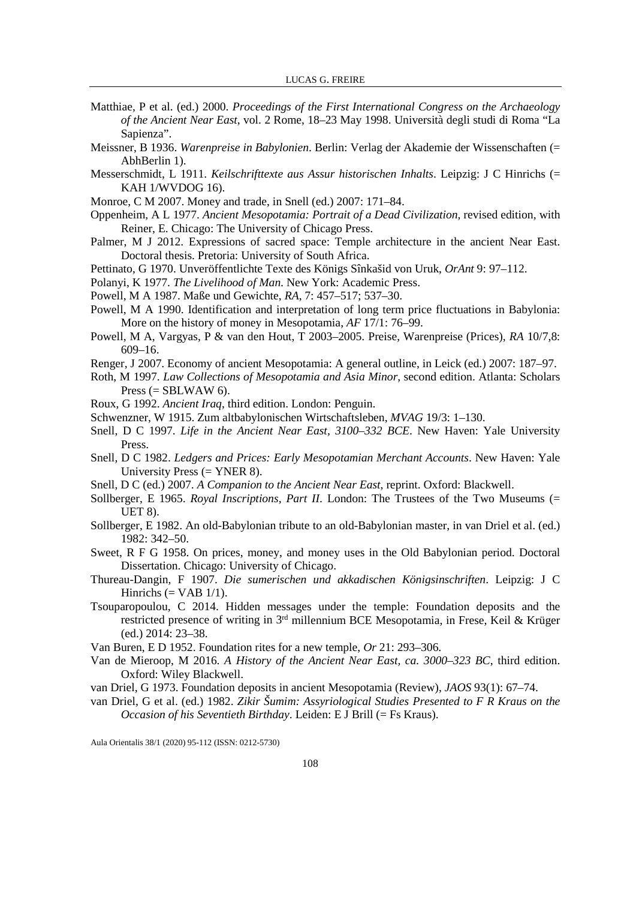Matthiae, P et al. (ed.) 2000. *Proceedings of the First International Congress on the Archaeology of the Ancient Near East*, vol. 2 Rome, 18–23 May 1998. Università degli studi di Roma "La Sapienza".

Meissner, B 1936. *Warenpreise in Babylonien*. Berlin: Verlag der Akademie der Wissenschaften (= AbhBerlin 1).

Messerschmidt, L 1911. *Keilschrifttexte aus Assur historischen Inhalts*. Leipzig: J C Hinrichs (= KAH 1/WVDOG 16).

Monroe, C M 2007. Money and trade, in Snell (ed.) 2007: 171–84.

Oppenheim, A L 1977. *Ancient Mesopotamia: Portrait of a Dead Civilization*, revised edition, with Reiner, E. Chicago: The University of Chicago Press.

Palmer, M J 2012. Expressions of sacred space: Temple architecture in the ancient Near East. Doctoral thesis. Pretoria: University of South Africa.

Pettinato, G 1970. Unveröffentlichte Texte des Königs Sînkašid von Uruk, *OrAnt* 9: 97–112.

Polanyi, K 1977. *The Livelihood of Man*. New York: Academic Press.

Powell, M A 1987. Maße und Gewichte, *RA*, 7: 457–517; 537–30.

Powell, M A 1990. Identification and interpretation of long term price fluctuations in Babylonia: More on the history of money in Mesopotamia, *AF* 17/1: 76–99.

Powell, M A, Vargyas, P & van den Hout, T 2003–2005. Preise, Warenpreise (Prices), *RA* 10/7,8: 609–16.

Renger, J 2007. Economy of ancient Mesopotamia: A general outline, in Leick (ed.) 2007: 187–97.

Roth, M 1997. *Law Collections of Mesopotamia and Asia Minor*, second edition. Atlanta: Scholars Press (= SBLWAW 6).

Roux, G 1992. *Ancient Iraq*, third edition. London: Penguin.

Schwenzner, W 1915. Zum altbabylonischen Wirtschaftsleben, *MVAG* 19/3: 1–130.

Snell, D C 1997. *Life in the Ancient Near East, 3100–332 BCE*. New Haven: Yale University Press.

Snell, D C 1982. *Ledgers and Prices: Early Mesopotamian Merchant Accounts*. New Haven: Yale University Press (= YNER 8).

Snell, D C (ed.) 2007. *A Companion to the Ancient Near East*, reprint. Oxford: Blackwell.

Sollberger, E 1965. *Royal Inscriptions, Part II*. London: The Trustees of the Two Museums (= UET 8).

Sollberger, E 1982. An old-Babylonian tribute to an old-Babylonian master, in van Driel et al. (ed.) 1982: 342–50.

Sweet, R F G 1958. On prices, money, and money uses in the Old Babylonian period. Doctoral Dissertation. Chicago: University of Chicago.

Thureau-Dangin, F 1907. *Die sumerischen und akkadischen Königsinschriften*. Leipzig: J C Hinrichs (= VAB 1/1).

Tsouparopoulou, C 2014. Hidden messages under the temple: Foundation deposits and the restricted presence of writing in 3rd millennium BCE Mesopotamia, in Frese, Keil & Krüger (ed.) 2014: 23–38.

Van Buren, E D 1952. Foundation rites for a new temple, *Or* 21: 293–306.

Van de Mieroop, M 2016. *A History of the Ancient Near East, ca. 3000–323 BC*, third edition. Oxford: Wiley Blackwell.

van Driel, G 1973. Foundation deposits in ancient Mesopotamia (Review), *JAOS* 93(1): 67–74.

van Driel, G et al. (ed.) 1982. *Zikir Šumim: Assyriological Studies Presented to F R Kraus on the Occasion of his Seventieth Birthday*. Leiden: E J Brill (= Fs Kraus).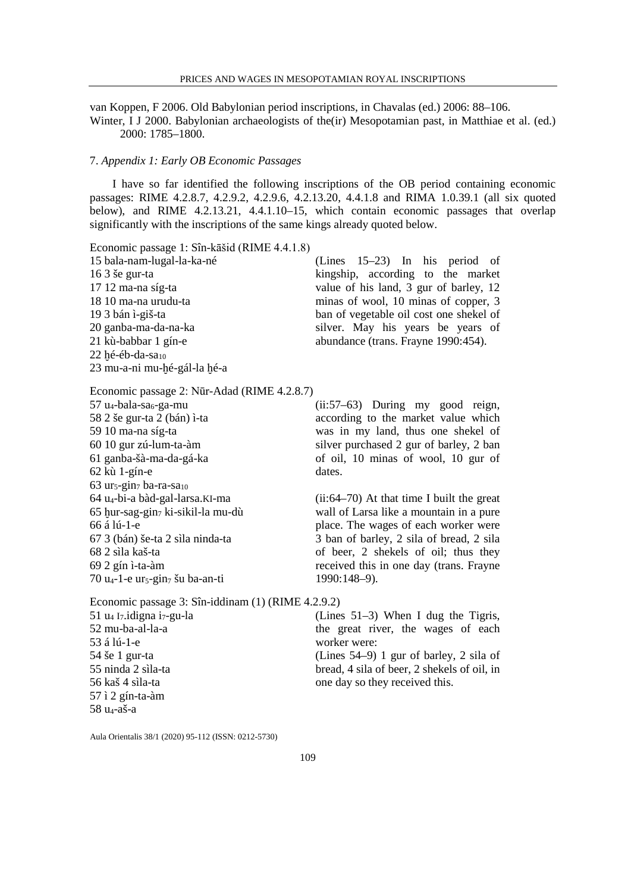van Koppen, F 2006. Old Babylonian period inscriptions, in Chavalas (ed.) 2006: 88–106.

Winter, I J 2000. Babylonian archaeologists of the(ir) Mesopotamian past, in Matthiae et al. (ed.) 2000: 1785–1800.

## 7. *Appendix 1: Early OB Economic Passages*

I have so far identified the following inscriptions of the OB period containing economic passages: RIME 4.2.8.7, 4.2.9.2, 4.2.9.6, 4.2.13.20, 4.4.1.8 and RIMA 1.0.39.1 (all six quoted below), and RIME 4.2.13.21, 4.4.1.10–15, which contain economic passages that overlap significantly with the inscriptions of the same kings already quoted below.

Economic passage 1: Sîn-kāšid (RIME 4.4.1.8)

| | |
|---|---|
| 15 bala-nam-lugal-la-ka-né<br>16 3 še gur-ta<br>17 12 ma-na síg-ta<br>18 10 ma-na urudu-ta<br>19 3 bán ì-giš-ta<br>20 ganba-ma-da-na-ka<br>21 kù-babbar 1 gín-e<br>22 ḫé-éb-da-sa$_{10}$<br>23 mu-a-ni mu-ḫé-gál-la ḫé-a | (Lines 15–23) In his period of kingship, according to the market value of his land, 3 gur of barley, 12 minas of wool, 10 minas of copper, 3 ban of vegetable oil cost one shekel of silver. May his years be years of abundance (trans. Frayne 1990:454). |

Economic passage 2: Nūr-Adad (RIME 4.2.8.7)

| | |
|---|---|
| 57 u$_4$-bala-sa$_6$-ga-mu<br>58 2 še gur-ta 2 (bán) ì-ta<br>59 10 ma-na síg-ta<br>60 10 gur zú-lum-ta-àm<br>61 ganba-šà-ma-da-gá-ka<br>62 kù 1-gín-e<br>63 ur$_5$-gin$_7$ ba-ra-sa$_{10}$ | (ii:57–63) During my good reign, according to the market value which was in my land, thus one shekel of silver purchased 2 gur of barley, 2 ban of oil, 10 minas of wool, 10 gur of dates. |
| 64 u$_4$-bi-a bàd-gal-larsa.KI-ma<br>65 ḫur-sag-gin$_7$ ki-sikil-la mu-dù<br>66 á lú-1-e<br>67 3 (bán) še-ta 2 sìla ninda-ta<br>68 2 sìla kaš-ta<br>69 2 gín ì-ta-àm<br>70 u$_4$-1-e ur$_5$-gin$_7$ šu ba-an-ti | (ii:64–70) At that time I built the great wall of Larsa like a mountain in a pure place. The wages of each worker were 3 ban of barley, 2 sila of bread, 2 sila of beer, 2 shekels of oil; thus they received this in one day (trans. Frayne 1990:148–9). |

Economic passage 3: Sîn-iddinam (1) (RIME 4.2.9.2)

| | |
|---|---|
| 51 u$_4$ I$_7$.idigna i$_7$-gu-la<br>52 mu-ba-al-la-a<br>53 á lú-1-e | (Lines 51–3) When I dug the Tigris, the great river, the wages of each worker were: |
| 54 še 1 gur-ta<br>55 ninda 2 sìla-ta<br>56 kaš 4 sìla-ta<br>57 ì 2 gín-ta-àm<br>58 u$_4$-aš-a | (Lines 54–9) 1 gur of barley, 2 sila of bread, 4 sila of beer, 2 shekels of oil, in one day so they received this. |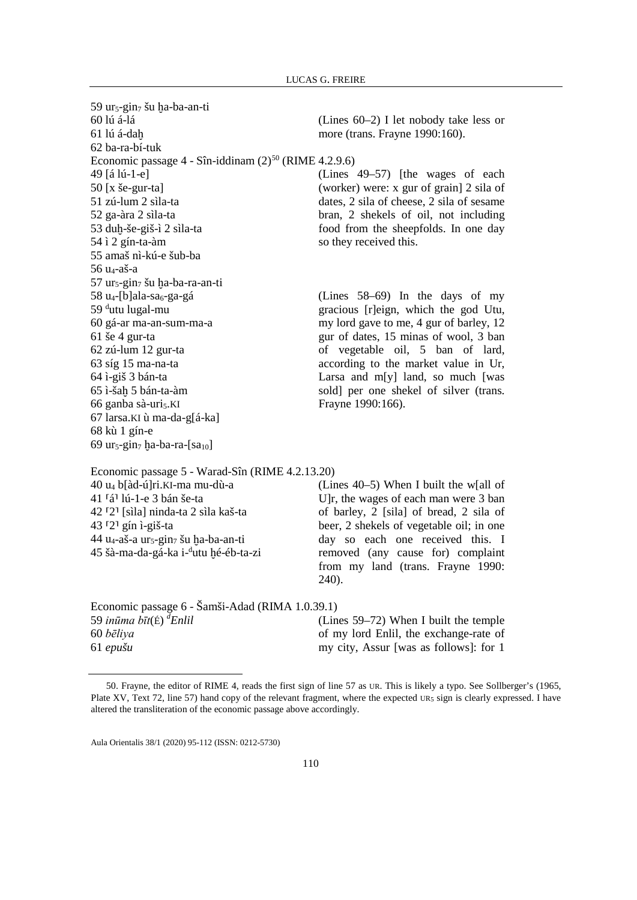59 ur$_5$-gin$_7$ šu ḫa-ba-an-ti
60 lú á-lá
61 lú á-daḫ
62 ba-ra-bí-tuk

(Lines 60–2) I let nobody take less or more (trans. Frayne 1990:160).

Economic passage 4 - Sîn-iddinam (2)[50] (RIME 4.2.9.6)

49 [á lú-1-e]
50 [x še-gur-ta]
51 zú-lum 2 sìla-ta
52 ga-àra 2 sìla-ta
53 duḫ-še-giš-ì 2 sìla-ta
54 ì 2 gín-ta-àm
55 amaš nì-kú-e šub-ba
56 u$_4$-aš-a
57 ur$_5$-gin$_7$ šu ḫa-ba-ra-an-ti

(Lines 49–57) [the wages of each (worker) were: x gur of grain] 2 sila of dates, 2 sila of cheese, 2 sila of sesame bran, 2 shekels of oil, not including food from the sheepfolds. In one day so they received this.

58 u$_4$-[b]ala-sa$_6$-ga-gá
59 $^{d}$utu lugal-mu
60 gá-ar ma-an-sum-ma-a
61 še 4 gur-ta
62 zú-lum 12 gur-ta
63 síg 15 ma-na-ta
64 ì-giš 3 bán-ta
65 ì-šaḫ 5 bán-ta-àm
66 ganba sà-uri$_5$.KI
67 larsa.KI ù ma-da-g[á-ka]
68 kù 1 gín-e
69 ur$_5$-gin$_7$ ḫa-ba-ra-[sa$_{10}$]

(Lines 58–69) In the days of my gracious [r]eign, which the god Utu, my lord gave to me, 4 gur of barley, 12 gur of dates, 15 minas of wool, 3 ban of vegetable oil, 5 ban of lard, according to the market value in Ur, Larsa and m[y] land, so much [was sold] per one shekel of silver (trans. Frayne 1990:166).

Economic passage 5 - Warad-Sîn (RIME 4.2.13.20)

40 u$_4$ b[àd-ú]ri.KI-ma mu-dù-a
41 ⸢á⸣ lú-1-e 3 bán še-ta
42 ⸢2⸣ [sìla] ninda-ta 2 sìla kaš-ta
43 ⸢2⸣ gín ì-giš-ta
44 u$_4$-aš-a ur$_5$-gin$_7$ šu ḫa-ba-an-ti
45 šà-ma-da-gá-ka i-$^{d}$utu ḫé-éb-ta-zi

(Lines 40–5) When I built the w[all of U]r, the wages of each man were 3 ban of barley, 2 [sila] of bread, 2 sila of beer, 2 shekels of vegetable oil; in one day so each one received this. I removed (any cause for) complaint from my land (trans. Frayne 1990: 240).

Economic passage 6 - Šamši-Adad (RIMA 1.0.39.1)

59 *inūma bīt*(É) $^{d}$*Enlil*
60 *bēliya*
61 *epušu*

(Lines 59–72) When I built the temple of my lord Enlil, the exchange-rate of my city, Assur [was as follows]: for 1

---

50. Frayne, the editor of RIME 4, reads the first sign of line 57 as UR. This is likely a typo. See Sollberger's (1965, Plate XV, Text 72, line 57) hand copy of the relevant fragment, where the expected UR$_5$ sign is clearly expressed. I have altered the transliteration of the economic passage above accordingly.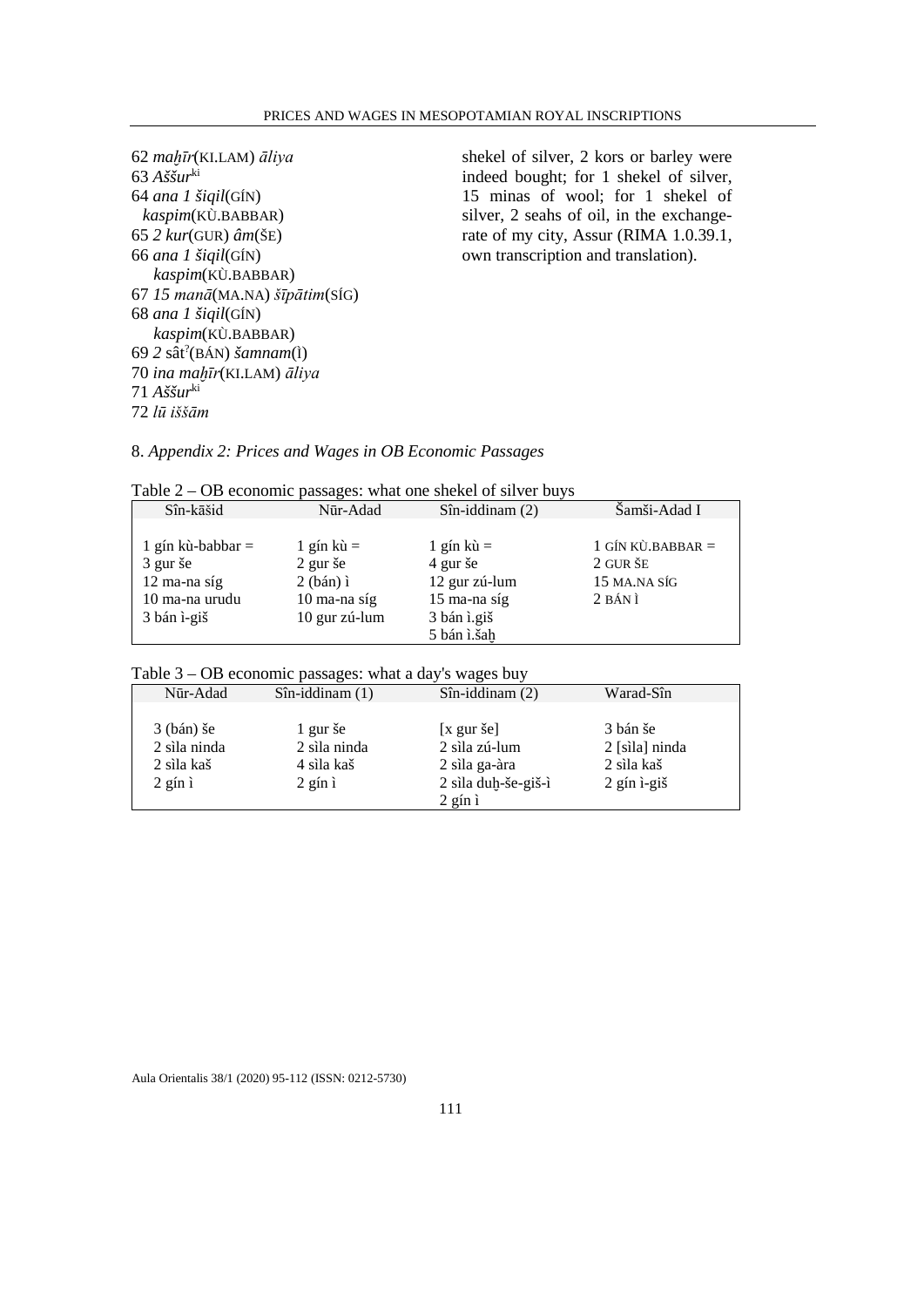62 *maḫīr*(KI.LAM) *āliya*
63 *Aššur*[ki]
64 *ana 1 šiqil*(GÍN) *kaspim*(KÙ.BABBAR)
65 *2 kur*(GUR) *âm*(ŠE)
66 *ana 1 šiqil*(GÍN) *kaspim*(KÙ.BABBAR)
67 *15 manā*(MA.NA) *šīpātim*(SÍG)
68 *ana 1 šiqil*(GÍN) *kaspim*(KÙ.BABBAR)
69 *2* sât[?](BÁN) *šamnam*(Ì)
70 *ina maḫīr*(KI.LAM) *āliya*
71 *Aššur*[ki]
72 *lū iššām*

shekel of silver, 2 kors or barley were indeed bought; for 1 shekel of silver, 15 minas of wool; for 1 shekel of silver, 2 seahs of oil, in the exchange-rate of my city, Assur (RIMA 1.0.39.1, own transcription and translation).

## 8. *Appendix 2: Prices and Wages in OB Economic Passages*

Table 2 – OB economic passages: what one shekel of silver buys

| Sîn-kāšid | Nūr-Adad | Sîn-iddinam (2) | Šamši-Adad I |
|---|---|---|---|
| 1 gín kù-babbar = | 1 gín kù = | 1 gín kù = | 1 GÍN KÙ.BABBAR = |
| 3 gur še | 2 gur še | 4 gur še | 2 GUR ŠE |
| 12 ma-na síg | 2 (bán) ì | 12 gur zú-lum | 15 MA.NA SÍG |
| 10 ma-na urudu | 10 ma-na síg | 15 ma-na síg | 2 BÁN Ì |
| 3 bán ì-giš | 10 gur zú-lum | 3 bán ì.giš | |
| | | 5 bán ì.šaḫ | |

Table 3 – OB economic passages: what a day's wages buy

| Nūr-Adad | Sîn-iddinam (1) | Sîn-iddinam (2) | Warad-Sîn |
|---|---|---|---|
| 3 (bán) še | 1 gur še | [x gur še] | 3 bán še |
| 2 sìla ninda | 2 sìla ninda | 2 sìla zú-lum | 2 [sìla] ninda |
| 2 sìla kaš | 4 sìla kaš | 2 sìla ga-àra | 2 sìla kaš |
| 2 gín ì | 2 gín ì | 2 sìla duḫ-še-giš-ì | 2 gín ì-giš |
| | | 2 gín ì | |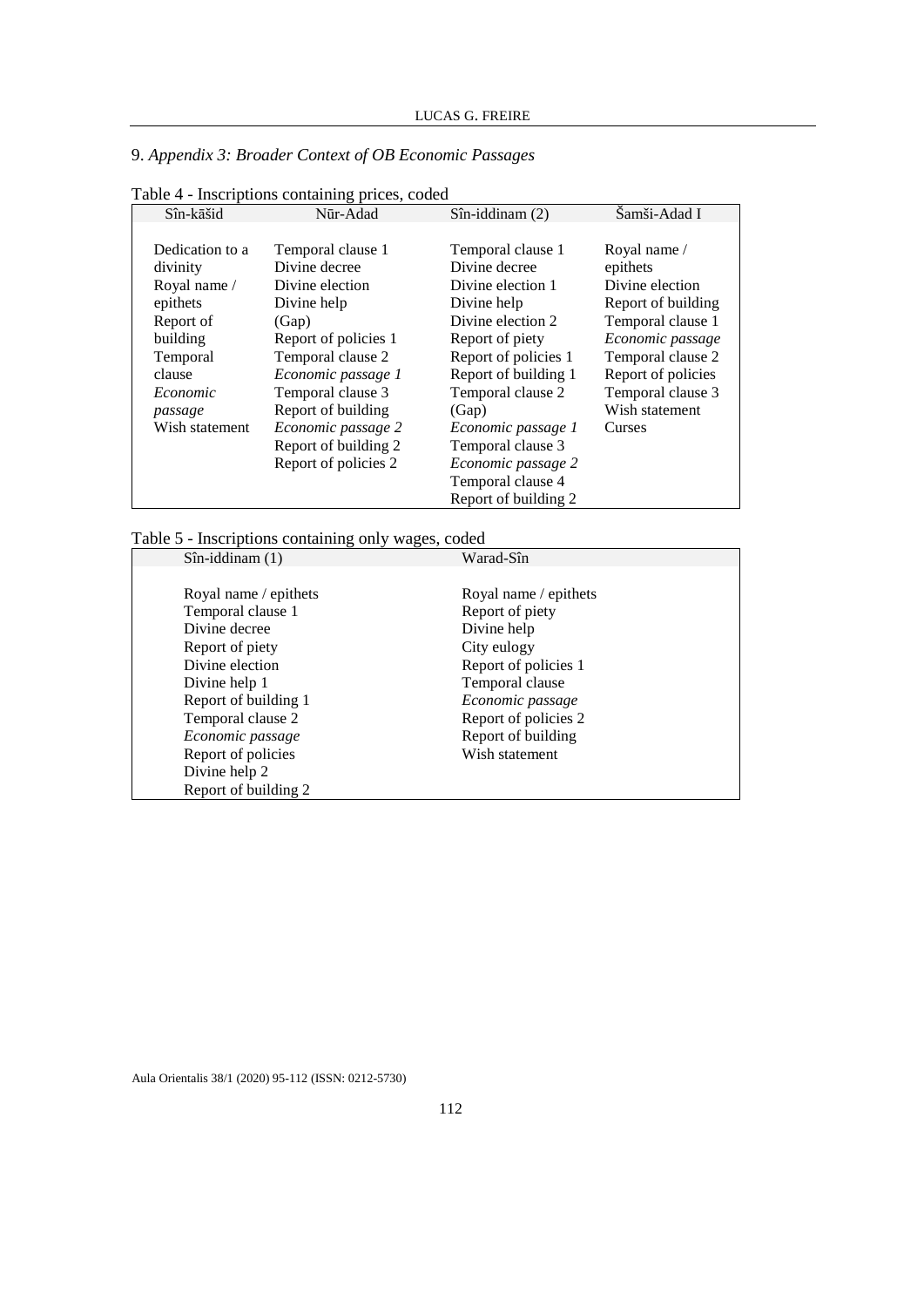## 9. *Appendix 3: Broader Context of OB Economic Passages*

Table 4 - Inscriptions containing prices, coded

| Sîn-kāšid | Nūr-Adad | Sîn-iddinam (2) | Šamši-Adad I |
|---|---|---|---|
| Dedication to a divinity | Temporal clause 1 | Temporal clause 1 | Royal name / epithets |
| Royal name / epithets | Divine decree | Divine decree | Divine election |
| Report of building | Divine election | Divine election 1 | Report of building |
| Temporal clause | Divine help | Divine help | Temporal clause 1 |
| *Economic passage* | (Gap) | Divine election 2 | *Economic passage* |
| Wish statement | Report of policies 1 | Report of piety | Temporal clause 2 |
| | Temporal clause 2 | Report of policies 1 | Report of policies |
| | *Economic passage 1* | Report of building 1 | Temporal clause 3 |
| | Temporal clause 3 | Temporal clause 2 | Wish statement |
| | Report of building | (Gap) | Curses |
| | *Economic passage 2* | *Economic passage 1* | |
| | Report of building 2 | Temporal clause 3 | |
| | Report of policies 2 | *Economic passage 2* | |
| | | Temporal clause 4 | |
| | | Report of building 2 | |

Table 5 - Inscriptions containing only wages, coded

| Sîn-iddinam (1) | Warad-Sîn |
|---|---|
| Royal name / epithets | Royal name / epithets |
| Temporal clause 1 | Report of piety |
| Divine decree | Divine help |
| Report of piety | City eulogy |
| Divine election | Report of policies 1 |
| Divine help 1 | Temporal clause |
| Report of building 1 | *Economic passage* |
| Temporal clause 2 | Report of policies 2 |
| *Economic passage* | Report of building |
| Report of policies | Wish statement |
| Divine help 2 | |
| Report of building 2 | |